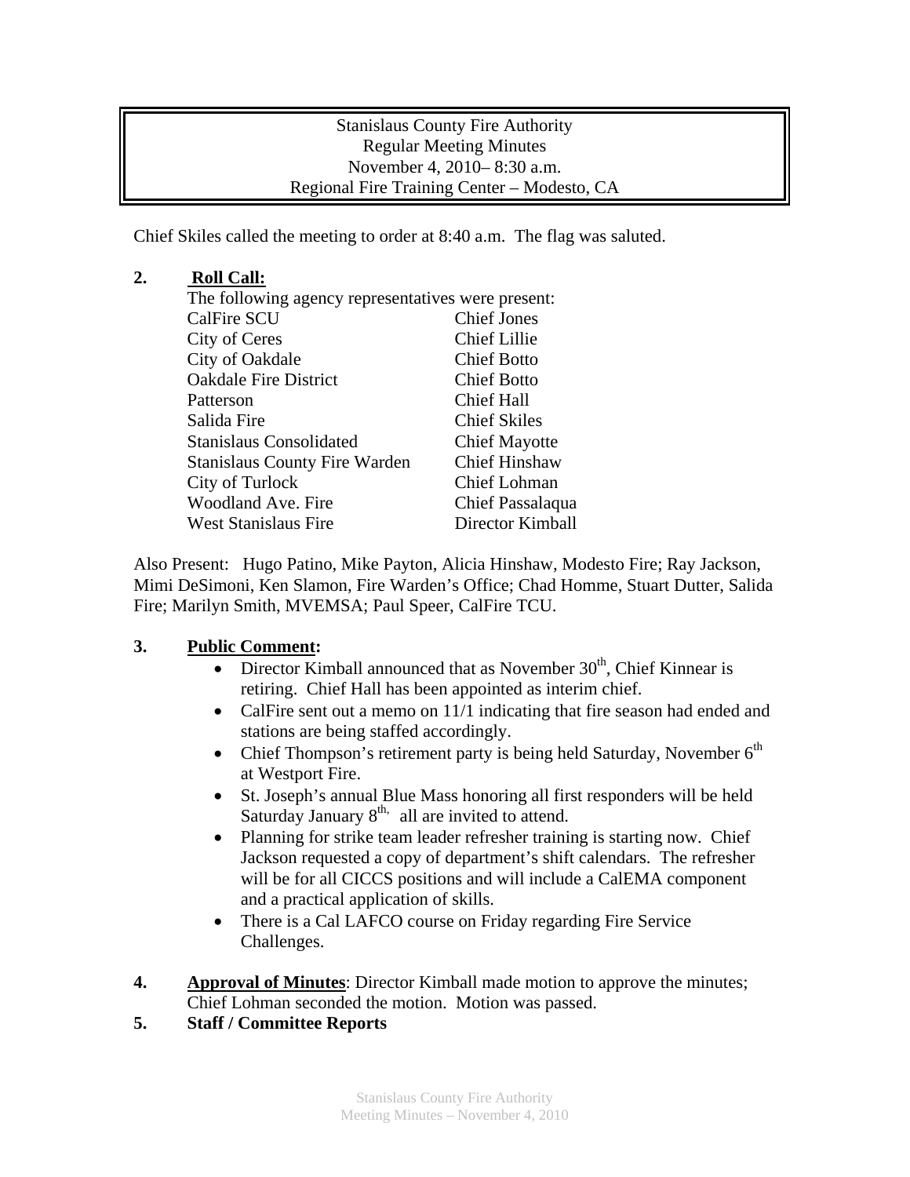Stanislaus County Fire Authority
Regular Meeting Minutes
November 4, 2010– 8:30 a.m.
Regional Fire Training Center – Modesto, CA

Chief Skiles called the meeting to order at 8:40 a.m. The flag was saluted.

**2. Roll Call:**

The following agency representatives were present:

| | |
|---|---|
| CalFire SCU | Chief Jones |
| City of Ceres | Chief Lillie |
| City of Oakdale | Chief Botto |
| Oakdale Fire District | Chief Botto |
| Patterson | Chief Hall |
| Salida Fire | Chief Skiles |
| Stanislaus Consolidated | Chief Mayotte |
| Stanislaus County Fire Warden | Chief Hinshaw |
| City of Turlock | Chief Lohman |
| Woodland Ave. Fire | Chief Passalaqua |
| West Stanislaus Fire | Director Kimball |

Also Present: Hugo Patino, Mike Payton, Alicia Hinshaw, Modesto Fire; Ray Jackson, Mimi DeSimoni, Ken Slamon, Fire Warden's Office; Chad Homme, Stuart Dutter, Salida Fire; Marilyn Smith, MVEMSA; Paul Speer, CalFire TCU.

**3. Public Comment:**

- Director Kimball announced that as November 30th, Chief Kinnear is retiring. Chief Hall has been appointed as interim chief.
- CalFire sent out a memo on 11/1 indicating that fire season had ended and stations are being staffed accordingly.
- Chief Thompson's retirement party is being held Saturday, November 6th at Westport Fire.
- St. Joseph's annual Blue Mass honoring all first responders will be held Saturday January 8th, all are invited to attend.
- Planning for strike team leader refresher training is starting now. Chief Jackson requested a copy of department's shift calendars. The refresher will be for all CICCS positions and will include a CalEMA component and a practical application of skills.
- There is a Cal LAFCO course on Friday regarding Fire Service Challenges.

**4. Approval of Minutes**: Director Kimball made motion to approve the minutes; Chief Lohman seconded the motion. Motion was passed.

**5. Staff / Committee Reports**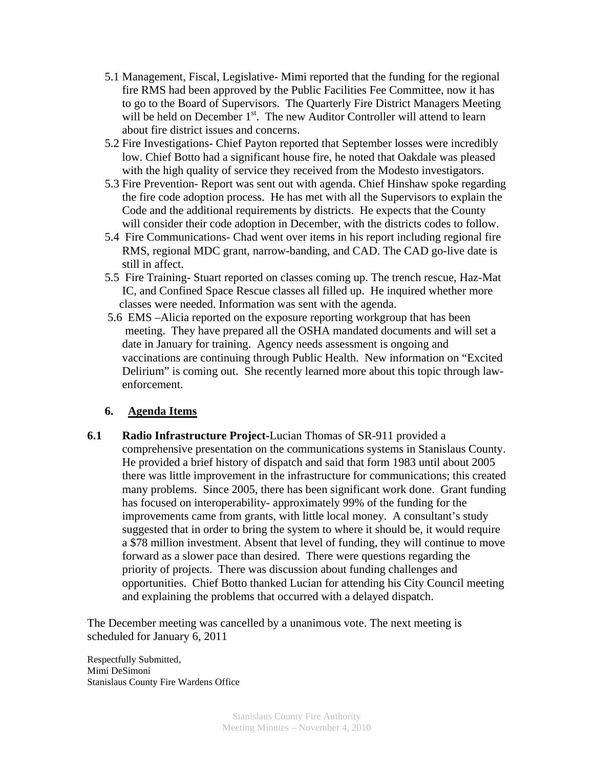5.1 Management, Fiscal, Legislative- Mimi reported that the funding for the regional fire RMS had been approved by the Public Facilities Fee Committee, now it has to go to the Board of Supervisors. The Quarterly Fire District Managers Meeting will be held on December 1st. The new Auditor Controller will attend to learn about fire district issues and concerns.

5.2 Fire Investigations- Chief Payton reported that September losses were incredibly low. Chief Botto had a significant house fire, he noted that Oakdale was pleased with the high quality of service they received from the Modesto investigators.

5.3 Fire Prevention- Report was sent out with agenda. Chief Hinshaw spoke regarding the fire code adoption process. He has met with all the Supervisors to explain the Code and the additional requirements by districts. He expects that the County will consider their code adoption in December, with the districts codes to follow.

5.4 Fire Communications- Chad went over items in his report including regional fire RMS, regional MDC grant, narrow-banding, and CAD. The CAD go-live date is still in affect.

5.5 Fire Training- Stuart reported on classes coming up. The trench rescue, Haz-Mat IC, and Confined Space Rescue classes all filled up. He inquired whether more classes were needed. Information was sent with the agenda.

5.6 EMS –Alicia reported on the exposure reporting workgroup that has been meeting. They have prepared all the OSHA mandated documents and will set a date in January for training. Agency needs assessment is ongoing and vaccinations are continuing through Public Health. New information on "Excited Delirium" is coming out. She recently learned more about this topic through law-enforcement.

## 6. Agenda Items

**6.1 Radio Infrastructure Project**-Lucian Thomas of SR-911 provided a comprehensive presentation on the communications systems in Stanislaus County. He provided a brief history of dispatch and said that form 1983 until about 2005 there was little improvement in the infrastructure for communications; this created many problems. Since 2005, there has been significant work done. Grant funding has focused on interoperability- approximately 99% of the funding for the improvements came from grants, with little local money. A consultant's study suggested that in order to bring the system to where it should be, it would require a $78 million investment. Absent that level of funding, they will continue to move forward as a slower pace than desired. There were questions regarding the priority of projects. There was discussion about funding challenges and opportunities. Chief Botto thanked Lucian for attending his City Council meeting and explaining the problems that occurred with a delayed dispatch.

The December meeting was cancelled by a unanimous vote. The next meeting is scheduled for January 6, 2011

Respectfully Submitted,
Mimi DeSimoni
Stanislaus County Fire Wardens Office